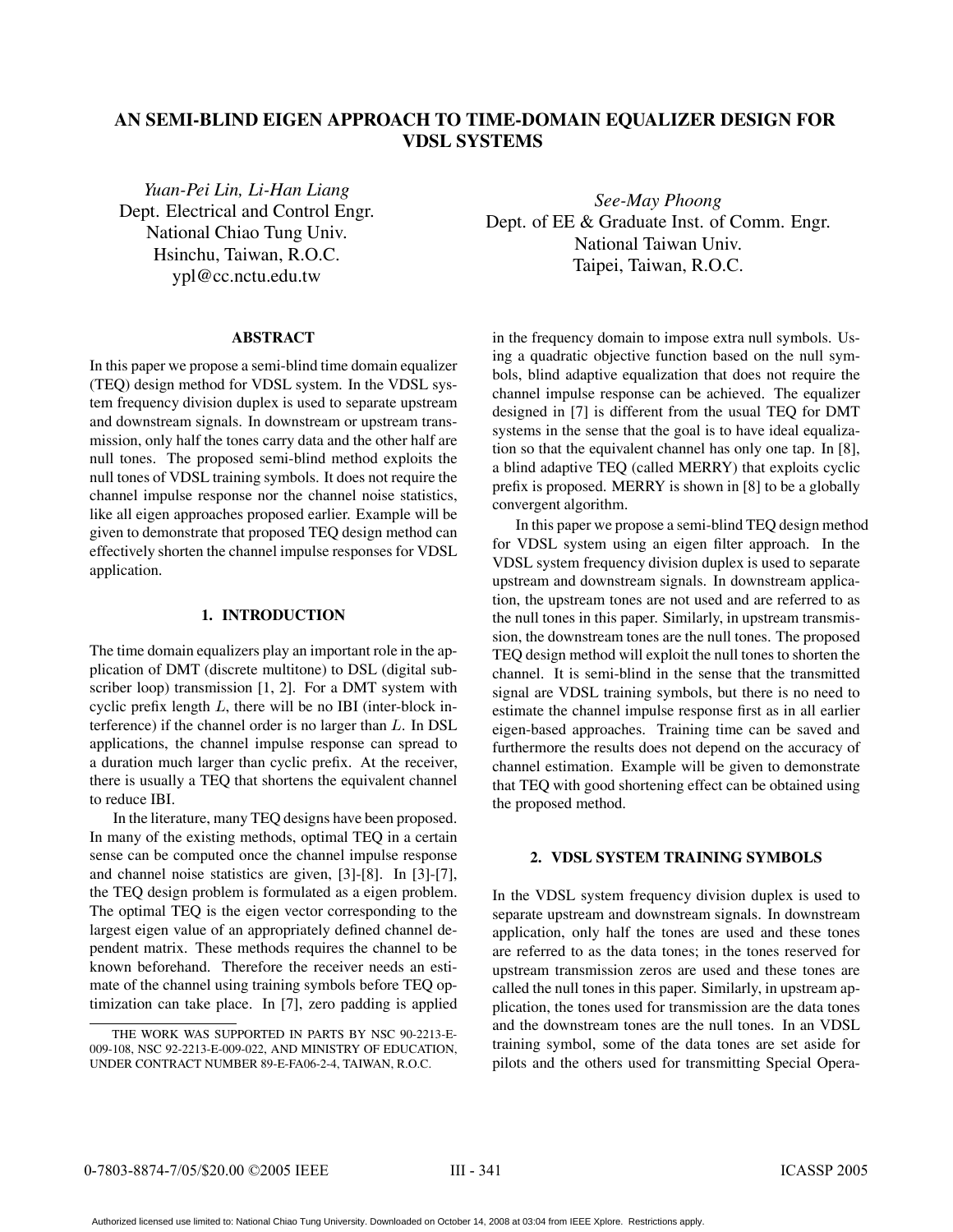# AN SEMI-BLIND EIGEN APPROACH TO TIME-DOMAIN EQUALIZER DESIGN FOR VDSL SYSTEMS

*Yuan-Pei Lin, Li-Han Liang*
Dept. Electrical and Control Engr.
National Chiao Tung Univ.
Hsinchu, Taiwan, R.O.C.
ypl@cc.nctu.edu.tw

*See-May Phoong*
Dept. of EE & Graduate Inst. of Comm. Engr.
National Taiwan Univ.
Taipei, Taiwan, R.O.C.

### ABSTRACT

In this paper we propose a semi-blind time domain equalizer (TEQ) design method for VDSL system. In the VDSL system frequency division duplex is used to separate upstream and downstream signals. In downstream or upstream transmission, only half the tones carry data and the other half are null tones. The proposed semi-blind method exploits the null tones of VDSL training symbols. It does not require the channel impulse response nor the channel noise statistics, like all eigen approaches proposed earlier. Example will be given to demonstrate that proposed TEQ design method can effectively shorten the channel impulse responses for VDSL application.

## 1. INTRODUCTION

The time domain equalizers play an important role in the application of DMT (discrete multitone) to DSL (digital subscriber loop) transmission [1, 2]. For a DMT system with cyclic prefix length $L$, there will be no IBI (inter-block interference) if the channel order is no larger than $L$. In DSL applications, the channel impulse response can spread to a duration much larger than cyclic prefix. At the receiver, there is usually a TEQ that shortens the equivalent channel to reduce IBI.

In the literature, many TEQ designs have been proposed. In many of the existing methods, optimal TEQ in a certain sense can be computed once the channel impulse response and channel noise statistics are given, [3]-[8]. In [3]-[7], the TEQ design problem is formulated as a eigen problem. The optimal TEQ is the eigen vector corresponding to the largest eigen value of an appropriately defined channel dependent matrix. These methods requires the channel to be known beforehand. Therefore the receiver needs an estimate of the channel using training symbols before TEQ optimization can take place. In [7], zero padding is applied in the frequency domain to impose extra null symbols. Using a quadratic objective function based on the null symbols, blind adaptive equalization that does not require the channel impulse response can be achieved. The equalizer designed in [7] is different from the usual TEQ for DMT systems in the sense that the goal is to have ideal equalization so that the equivalent channel has only one tap. In [8], a blind adaptive TEQ (called MERRY) that exploits cyclic prefix is proposed. MERRY is shown in [8] to be a globally convergent algorithm.

In this paper we propose a semi-blind TEQ design method for VDSL system using an eigen filter approach. In the VDSL system frequency division duplex is used to separate upstream and downstream signals. In downstream application, the upstream tones are not used and are referred to as the null tones in this paper. Similarly, in upstream transmission, the downstream tones are the null tones. The proposed TEQ design method will exploit the null tones to shorten the channel. It is semi-blind in the sense that the transmitted signal are VDSL training symbols, but there is no need to estimate the channel impulse response first as in all earlier eigen-based approaches. Training time can be saved and furthermore the results does not depend on the accuracy of channel estimation. Example will be given to demonstrate that TEQ with good shortening effect can be obtained using the proposed method.

## 2. VDSL SYSTEM TRAINING SYMBOLS

In the VDSL system frequency division duplex is used to separate upstream and downstream signals. In downstream application, only half the tones are used and these tones are referred to as the data tones; in the tones reserved for upstream transmission zeros are used and these tones are called the null tones in this paper. Similarly, in upstream application, the tones used for transmission are the data tones and the downstream tones are the null tones. In an VDSL training symbol, some of the data tones are set aside for pilots and the others used for transmitting Special Opera-

THE WORK WAS SUPPORTED IN PARTS BY NSC 90-2213-E-009-108, NSC 92-2213-E-009-022, AND MINISTRY OF EDUCATION, UNDER CONTRACT NUMBER 89-E-FA06-2-4, TAIWAN, R.O.C.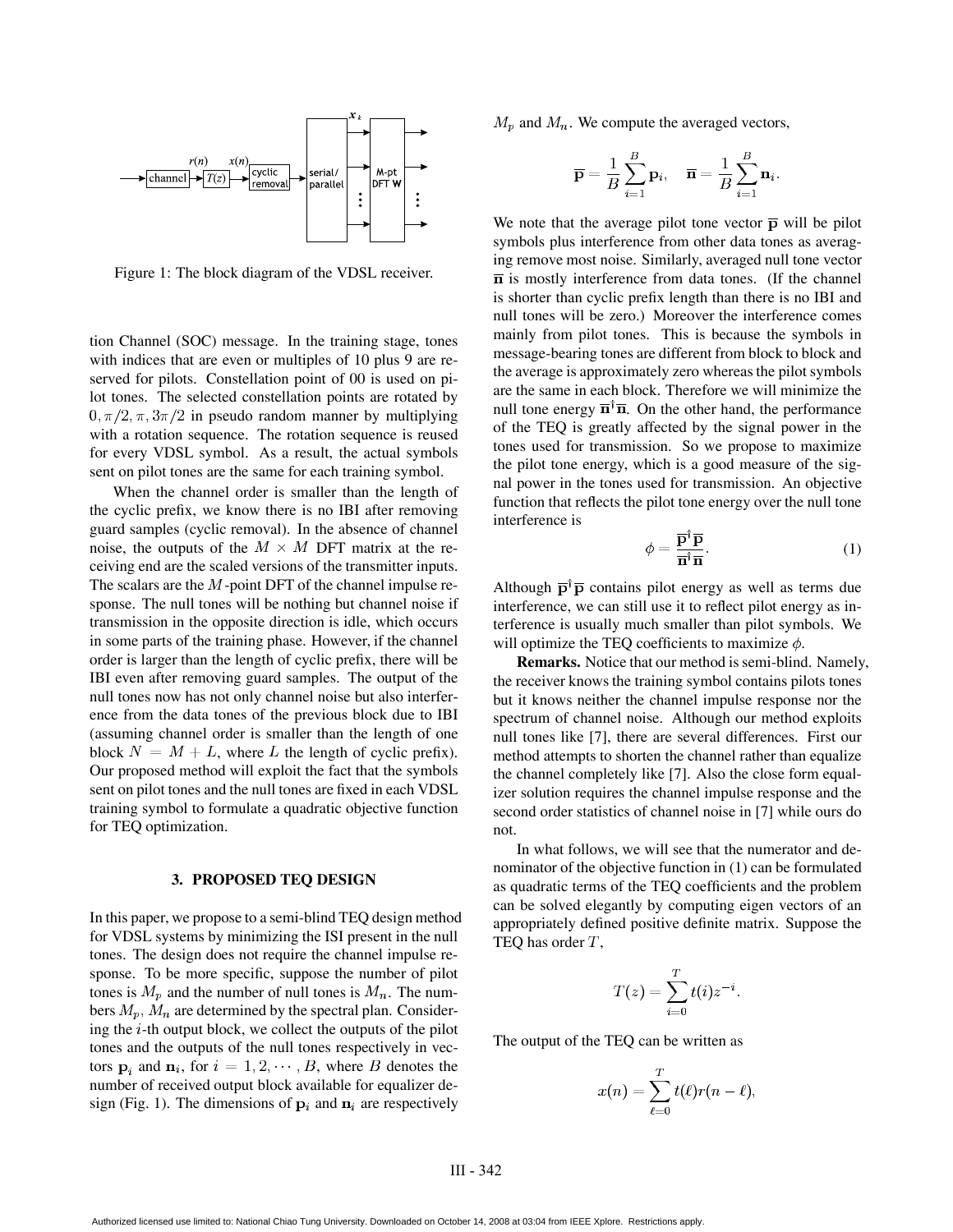Figure 1: The block diagram of the VDSL receiver.

tion Channel (SOC) message. In the training stage, tones with indices that are even or multiples of 10 plus 9 are reserved for pilots. Constellation point of 00 is used on pilot tones. The selected constellation points are rotated by $0, \pi/2, \pi, 3\pi/2$ in pseudo random manner by multiplying with a rotation sequence. The rotation sequence is reused for every VDSL symbol. As a result, the actual symbols sent on pilot tones are the same for each training symbol.

When the channel order is smaller than the length of the cyclic prefix, we know there is no IBI after removing guard samples (cyclic removal). In the absence of channel noise, the outputs of the $M \times M$ DFT matrix at the receiving end are the scaled versions of the transmitter inputs. The scalars are the $M$-point DFT of the channel impulse response. The null tones will be nothing but channel noise if transmission in the opposite direction is idle, which occurs in some parts of the training phase. However, if the channel order is larger than the length of cyclic prefix, there will be IBI even after removing guard samples. The output of the null tones now has not only channel noise but also interference from the data tones of the previous block due to IBI (assuming channel order is smaller than the length of one block $N = M + L$, where $L$ the length of cyclic prefix). Our proposed method will exploit the fact that the symbols sent on pilot tones and the null tones are fixed in each VDSL training symbol to formulate a quadratic objective function for TEQ optimization.

## 3. PROPOSED TEQ DESIGN

In this paper, we propose to a semi-blind TEQ design method for VDSL systems by minimizing the ISI present in the null tones. The design does not require the channel impulse response. To be more specific, suppose the number of pilot tones is $M_p$ and the number of null tones is $M_n$. The numbers $M_p$, $M_n$ are determined by the spectral plan. Considering the $i$-th output block, we collect the outputs of the pilot tones and the outputs of the null tones respectively in vectors $\mathbf{p}_i$ and $\mathbf{n}_i$, for $i = 1, 2, \cdots, B$, where $B$ denotes the number of received output block available for equalizer design (Fig. 1). The dimensions of $\mathbf{p}_i$ and $\mathbf{n}_i$ are respectively $M_p$ and $M_n$. We compute the averaged vectors,

$$\overline{\mathbf{p}} = \frac{1}{B}\sum_{i=1}^{B}\mathbf{p}_i, \quad \overline{\mathbf{n}} = \frac{1}{B}\sum_{i=1}^{B}\mathbf{n}_i.$$

We note that the average pilot tone vector $\overline{\mathbf{p}}$ will be pilot symbols plus interference from other data tones as averaging remove most noise. Similarly, averaged null tone vector $\overline{\mathbf{n}}$ is mostly interference from data tones. (If the channel is shorter than cyclic prefix length than there is no IBI and null tones will be zero.) Moreover the interference comes mainly from pilot tones. This is because the symbols in message-bearing tones are different from block to block and the average is approximately zero whereas the pilot symbols are the same in each block. Therefore we will minimize the null tone energy $\overline{\mathbf{n}}^\dagger\overline{\mathbf{n}}$. On the other hand, the performance of the TEQ is greatly affected by the signal power in the tones used for transmission. So we propose to maximize the pilot tone energy, which is a good measure of the signal power in the tones used for transmission. An objective function that reflects the pilot tone energy over the null tone interference is

$$\phi = \frac{\overline{\mathbf{p}}^\dagger\overline{\mathbf{p}}}{\overline{\mathbf{n}}^\dagger\overline{\mathbf{n}}}. \tag{1}$$

Although $\overline{\mathbf{p}}^\dagger\overline{\mathbf{p}}$ contains pilot energy as well as terms due interference, we can still use it to reflect pilot energy as interference is usually much smaller than pilot symbols. We will optimize the TEQ coefficients to maximize $\phi$.

**Remarks.** Notice that our method is semi-blind. Namely, the receiver knows the training symbol contains pilots tones but it knows neither the channel impulse response nor the spectrum of channel noise. Although our method exploits null tones like [7], there are several differences. First our method attempts to shorten the channel rather than equalize the channel completely like [7]. Also the close form equalizer solution requires the channel impulse response and the second order statistics of channel noise in [7] while ours do not.

In what follows, we will see that the numerator and denominator of the objective function in (1) can be formulated as quadratic terms of the TEQ coefficients and the problem can be solved elegantly by computing eigen vectors of an appropriately defined positive definite matrix. Suppose the TEQ has order $T$,

$$T(z) = \sum_{i=0}^{T} t(i)z^{-i}.$$

The output of the TEQ can be written as

$$x(n) = \sum_{\ell=0}^{T} t(\ell)r(n-\ell),$$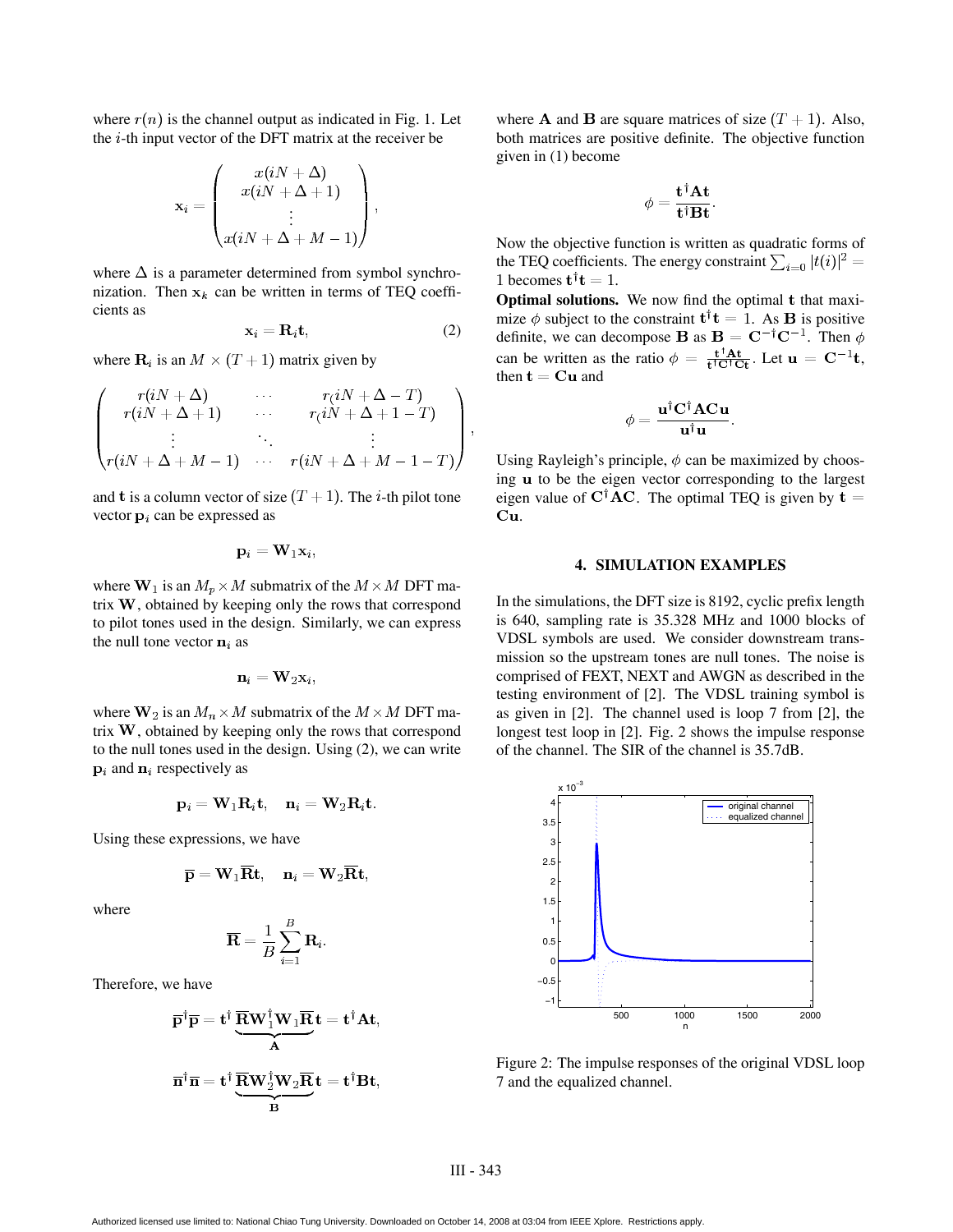where $r(n)$ is the channel output as indicated in Fig. 1. Let the $i$-th input vector of the DFT matrix at the receiver be

$$\mathbf{x}_i = \begin{pmatrix} x(iN+\Delta) \\ x(iN+\Delta+1) \\ \vdots \\ x(iN+\Delta+M-1) \end{pmatrix},$$

where $\Delta$ is a parameter determined from symbol synchronization. Then $\mathbf{x}_k$ can be written in terms of TEQ coefficients as

$$\mathbf{x}_i = \mathbf{R}_i \mathbf{t}, \tag{2}$$

where $\mathbf{R}_i$ is an $M \times (T+1)$ matrix given by

$$\begin{pmatrix} r(iN+\Delta) & \cdots & r(iN+\Delta-T) \\ r(iN+\Delta+1) & \cdots & r(iN+\Delta+1-T) \\ \vdots & \ddots & \vdots \\ r(iN+\Delta+M-1) & \cdots & r(iN+\Delta+M-1-T) \end{pmatrix},$$

and $\mathbf{t}$ is a column vector of size $(T+1)$. The $i$-th pilot tone vector $\mathbf{p}_i$ can be expressed as

$$\mathbf{p}_i = \mathbf{W}_1 \mathbf{x}_i,$$

where $\mathbf{W}_1$ is an $M_p \times M$ submatrix of the $M \times M$ DFT matrix $\mathbf{W}$, obtained by keeping only the rows that correspond to pilot tones used in the design. Similarly, we can express the null tone vector $\mathbf{n}_i$ as

$$\mathbf{n}_i = \mathbf{W}_2 \mathbf{x}_i,$$

where $\mathbf{W}_2$ is an $M_n \times M$ submatrix of the $M \times M$ DFT matrix $\mathbf{W}$, obtained by keeping only the rows that correspond to the null tones used in the design. Using (2), we can write $\mathbf{p}_i$ and $\mathbf{n}_i$ respectively as

$$\mathbf{p}_i = \mathbf{W}_1 \mathbf{R}_i \mathbf{t}, \quad \mathbf{n}_i = \mathbf{W}_2 \mathbf{R}_i \mathbf{t}.$$

Using these expressions, we have

$$\overline{\mathbf{p}} = \mathbf{W}_1 \overline{\mathbf{R}} \mathbf{t}, \quad \mathbf{n}_i = \mathbf{W}_2 \overline{\mathbf{R}} \mathbf{t},$$

where

$$\overline{\mathbf{R}} = \frac{1}{B} \sum_{i=1}^{B} \mathbf{R}_i.$$

Therefore, we have

$$\overline{\mathbf{p}}^\dagger \overline{\mathbf{p}} = \mathbf{t}^\dagger \underbrace{\overline{\mathbf{R}} \mathbf{W}_1^\dagger \mathbf{W}_1 \overline{\mathbf{R}}}_{\mathbf{A}} \mathbf{t} = \mathbf{t}^\dagger \mathbf{A} \mathbf{t},$$

$$\overline{\mathbf{n}}^\dagger \overline{\mathbf{n}} = \mathbf{t}^\dagger \underbrace{\overline{\mathbf{R}} \mathbf{W}_2^\dagger \mathbf{W}_2 \overline{\mathbf{R}}}_{\mathbf{B}} \mathbf{t} = \mathbf{t}^\dagger \mathbf{B} \mathbf{t},$$

where $\mathbf{A}$ and $\mathbf{B}$ are square matrices of size $(T+1)$. Also, both matrices are positive definite. The objective function given in (1) become

$$\phi = \frac{\mathbf{t}^\dagger \mathbf{A} \mathbf{t}}{\mathbf{t}^\dagger \mathbf{B} \mathbf{t}}.$$

Now the objective function is written as quadratic forms of the TEQ coefficients. The energy constraint $\sum_{i=0} |t(i)|^2 = 1$ becomes $\mathbf{t}^\dagger \mathbf{t} = 1$.

**Optimal solutions.** We now find the optimal $\mathbf{t}$ that maximize $\phi$ subject to the constraint $\mathbf{t}^\dagger \mathbf{t} = 1$. As $\mathbf{B}$ is positive definite, we can decompose $\mathbf{B}$ as $\mathbf{B} = \mathbf{C}^{-\dagger} \mathbf{C}^{-1}$. Then $\phi$ can be written as the ratio $\phi = \frac{\mathbf{t}^\dagger \mathbf{A} \mathbf{t}}{\mathbf{t}^\dagger \mathbf{C}^\dagger \mathbf{C} \mathbf{t}}$. Let $\mathbf{u} = \mathbf{C}^{-1} \mathbf{t}$, then $\mathbf{t} = \mathbf{C} \mathbf{u}$ and

$$\phi = \frac{\mathbf{u}^\dagger \mathbf{C}^\dagger \mathbf{A} \mathbf{C} \mathbf{u}}{\mathbf{u}^\dagger \mathbf{u}}.$$

Using Rayleigh's principle, $\phi$ can be maximized by choosing $\mathbf{u}$ to be the eigen vector corresponding to the largest eigen value of $\mathbf{C}^\dagger \mathbf{A} \mathbf{C}$. The optimal TEQ is given by $\mathbf{t} = \mathbf{C} \mathbf{u}$.

## 4. SIMULATION EXAMPLES

In the simulations, the DFT size is 8192, cyclic prefix length is 640, sampling rate is 35.328 MHz and 1000 blocks of VDSL symbols are used. We consider downstream transmission so the upstream tones are null tones. The noise is comprised of FEXT, NEXT and AWGN as described in the testing environment of [2]. The VDSL training symbol is as given in [2]. The channel used is loop 7 from [2], the longest test loop in [2]. Fig. 2 shows the impulse response of the channel. The SIR of the channel is 35.7dB.

Figure 2: The impulse responses of the original VDSL loop 7 and the equalized channel.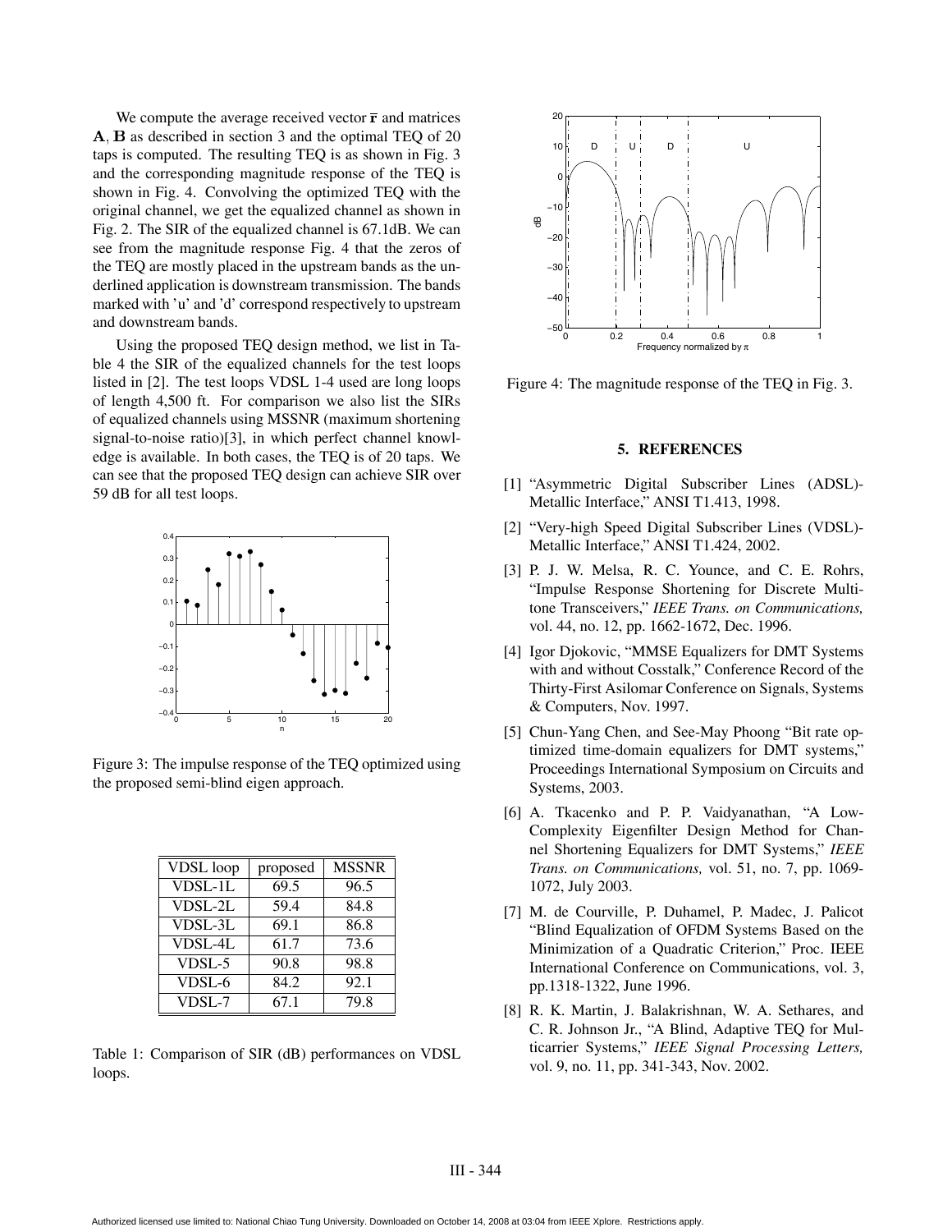We compute the average received vector $\bar{\mathbf{r}}$ and matrices $\mathbf{A}$, $\mathbf{B}$ as described in section 3 and the optimal TEQ of 20 taps is computed. The resulting TEQ is as shown in Fig. 3 and the corresponding magnitude response of the TEQ is shown in Fig. 4. Convolving the optimized TEQ with the original channel, we get the equalized channel as shown in Fig. 2. The SIR of the equalized channel is 67.1dB. We can see from the magnitude response Fig. 4 that the zeros of the TEQ are mostly placed in the upstream bands as the underlined application is downstream transmission. The bands marked with 'u' and 'd' correspond respectively to upstream and downstream bands.

Using the proposed TEQ design method, we list in Table 4 the SIR of the equalized channels for the test loops listed in [2]. The test loops VDSL 1-4 used are long loops of length 4,500 ft. For comparison we also list the SIRs of equalized channels using MSSNR (maximum shortening signal-to-noise ratio)[3], in which perfect channel knowledge is available. In both cases, the TEQ is of 20 taps. We can see that the proposed TEQ design can achieve SIR over 59 dB for all test loops.

0.4
0.3
0.2
0.1
0
−0.1
−0.2
−0.3
−0.4
0 5 10 15 20
n

Figure 3: The impulse response of the TEQ optimized using the proposed semi-blind eigen approach.

| VDSL loop | proposed | MSSNR |
|---|---|---|
| VDSL-1L | 69.5 | 96.5 |
| VDSL-2L | 59.4 | 84.8 |
| VDSL-3L | 69.1 | 86.8 |
| VDSL-4L | 61.7 | 73.6 |
| VDSL-5 | 90.8 | 98.8 |
| VDSL-6 | 84.2 | 92.1 |
| VDSL-7 | 67.1 | 79.8 |

Table 1: Comparison of SIR (dB) performances on VDSL loops.

20
10
0
−10
−20
−30
−40
−50
dB
D U D U
0 0.2 0.4 0.6 0.8 1
Frequency normalized by π

Figure 4: The magnitude response of the TEQ in Fig. 3.

## 5. REFERENCES

[1] "Asymmetric Digital Subscriber Lines (ADSL)-Metallic Interface," ANSI T1.413, 1998.

[2] "Very-high Speed Digital Subscriber Lines (VDSL)-Metallic Interface," ANSI T1.424, 2002.

[3] P. J. W. Melsa, R. C. Younce, and C. E. Rohrs, "Impulse Response Shortening for Discrete Multitone Transceivers," *IEEE Trans. on Communications,* vol. 44, no. 12, pp. 1662-1672, Dec. 1996.

[4] Igor Djokovic, "MMSE Equalizers for DMT Systems with and without Cosstalk," Conference Record of the Thirty-First Asilomar Conference on Signals, Systems & Computers, Nov. 1997.

[5] Chun-Yang Chen, and See-May Phoong "Bit rate optimized time-domain equalizers for DMT systems," Proceedings International Symposium on Circuits and Systems, 2003.

[6] A. Tkacenko and P. P. Vaidyanathan, "A Low-Complexity Eigenfilter Design Method for Channel Shortening Equalizers for DMT Systems," *IEEE Trans. on Communications,* vol. 51, no. 7, pp. 1069-1072, July 2003.

[7] M. de Courville, P. Duhamel, P. Madec, J. Palicot "Blind Equalization of OFDM Systems Based on the Minimization of a Quadratic Criterion," Proc. IEEE International Conference on Communications, vol. 3, pp.1318-1322, June 1996.

[8] R. K. Martin, J. Balakrishnan, W. A. Sethares, and C. R. Johnson Jr., "A Blind, Adaptive TEQ for Multicarrier Systems," *IEEE Signal Processing Letters,* vol. 9, no. 11, pp. 341-343, Nov. 2002.